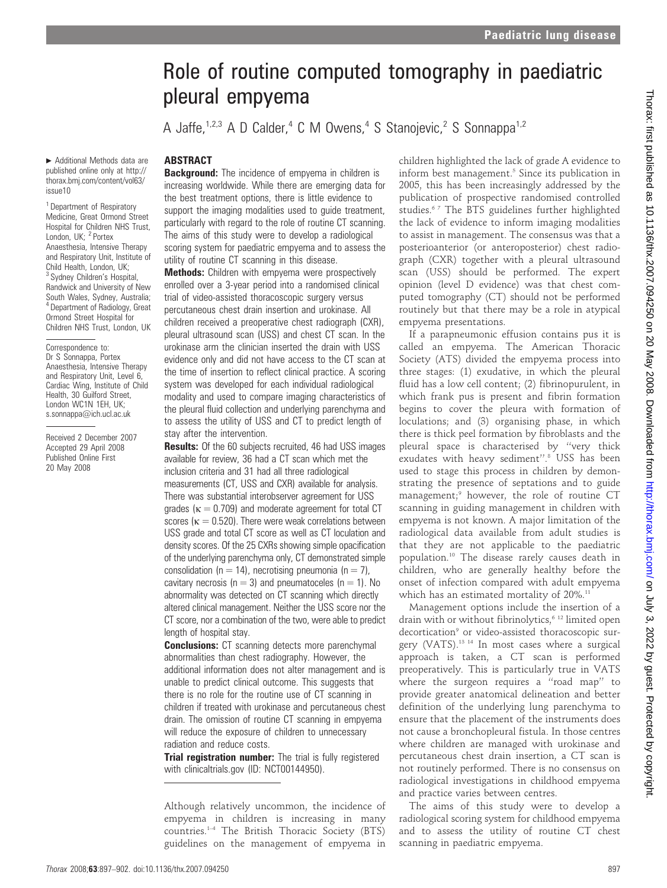# Role of routine computed tomography in paediatric pleural empyema

A Jaffe,[1,2,3] A D Calder,[4] C M Owens,[4] S Stanojevic,[2] S Sonnappa[1,2]

► Additional Methods data are published online only at http://thorax.bmj.com/content/vol63/issue10

[1] Department of Respiratory Medicine, Great Ormond Street Hospital for Children NHS Trust, London, UK; [2] Portex Anaesthesia, Intensive Therapy and Respiratory Unit, Institute of Child Health, London, UK; [3] Sydney Children's Hospital, Randwick and University of New South Wales, Sydney, Australia; [4] Department of Radiology, Great Ormond Street Hospital for Children NHS Trust, London, UK

Correspondence to: Dr S Sonnappa, Portex Anaesthesia, Intensive Therapy and Respiratory Unit, Level 6, Cardiac Wing, Institute of Child Health, 30 Guilford Street, London WC1N 1EH, UK; s.sonnappa@ich.ucl.ac.uk

Received 2 December 2007
Accepted 29 April 2008
Published Online First 20 May 2008

## ABSTRACT

**Background:** The incidence of empyema in children is increasing worldwide. While there are emerging data for the best treatment options, there is little evidence to support the imaging modalities used to guide treatment, particularly with regard to the role of routine CT scanning. The aims of this study were to develop a radiological scoring system for paediatric empyema and to assess the utility of routine CT scanning in this disease.

**Methods:** Children with empyema were prospectively enrolled over a 3-year period into a randomised clinical trial of video-assisted thoracoscopic surgery versus percutaneous chest drain insertion and urokinase. All children received a preoperative chest radiograph (CXR), pleural ultrasound scan (USS) and chest CT scan. In the urokinase arm the clinician inserted the drain with USS evidence only and did not have access to the CT scan at the time of insertion to reflect clinical practice. A scoring system was developed for each individual radiological modality and used to compare imaging characteristics of the pleural fluid collection and underlying parenchyma and to assess the utility of USS and CT to predict length of stay after the intervention.

**Results:** Of the 60 subjects recruited, 46 had USS images available for review, 36 had a CT scan which met the inclusion criteria and 31 had all three radiological measurements (CT, USS and CXR) available for analysis. There was substantial interobserver agreement for USS grades ($\kappa = 0.709$) and moderate agreement for total CT scores ($\kappa = 0.520$). There were weak correlations between USS grade and total CT score as well as CT loculation and density scores. Of the 25 CXRs showing simple opacification of the underlying parenchyma only, CT demonstrated simple consolidation ($n = 14$), necrotising pneumonia ($n = 7$), cavitary necrosis ($n = 3$) and pneumatoceles ($n = 1$). No abnormality was detected on CT scanning which directly altered clinical management. Neither the USS score nor the CT score, nor a combination of the two, were able to predict length of hospital stay.

**Conclusions:** CT scanning detects more parenchymal abnormalities than chest radiography. However, the additional information does not alter management and is unable to predict clinical outcome. This suggests that there is no role for the routine use of CT scanning in children if treated with urokinase and percutaneous chest drain. The omission of routine CT scanning in empyema will reduce the exposure of children to unnecessary radiation and reduce costs.

**Trial registration number:** The trial is fully registered with clinicaltrials.gov (ID: NCT00144950).

Although relatively uncommon, the incidence of empyema in children is increasing in many countries.[1–4] The British Thoracic Society (BTS) guidelines on the management of empyema in children highlighted the lack of grade A evidence to inform best management.[5] Since its publication in 2005, this has been increasingly addressed by the publication of prospective randomised controlled studies.[6,7] The BTS guidelines further highlighted the lack of evidence to inform imaging modalities to assist in management. The consensus was that a posterioanterior (or anteroposterior) chest radiograph (CXR) together with a pleural ultrasound scan (USS) should be performed. The expert opinion (level D evidence) was that chest computed tomography (CT) should not be performed routinely but that there may be a role in atypical empyema presentations.

If a parapneumonic effusion contains pus it is called an empyema. The American Thoracic Society (ATS) divided the empyema process into three stages: (1) exudative, in which the pleural fluid has a low cell content; (2) fibrinopurulent, in which frank pus is present and fibrin formation begins to cover the pleura with formation of loculations; and (3) organising phase, in which there is thick peel formation by fibroblasts and the pleural space is characterised by "very thick exudates with heavy sediment".[8] USS has been used to stage this process in children by demonstrating the presence of septations and to guide management;[9] however, the role of routine CT scanning in guiding management in children with empyema is not known. A major limitation of the radiological data available from adult studies is that they are not applicable to the paediatric population.[10] The disease rarely causes death in children, who are generally healthy before the onset of infection compared with adult empyema which has an estimated mortality of 20%.[11]

Management options include the insertion of a drain with or without fibrinolytics,[6,12] limited open decortication[9] or video-assisted thoracoscopic surgery (VATS).[13,14] In most cases where a surgical approach is taken, a CT scan is performed preoperatively. This is particularly true in VATS where the surgeon requires a "road map" to provide greater anatomical delineation and better definition of the underlying lung parenchyma to ensure that the placement of the instruments does not cause a bronchopleural fistula. In those centres where children are managed with urokinase and percutaneous chest drain insertion, a CT scan is not routinely performed. There is no consensus on radiological investigations in childhood empyema and practice varies between centres.

The aims of this study were to develop a radiological scoring system for childhood empyema and to assess the utility of routine CT chest scanning in paediatric empyema.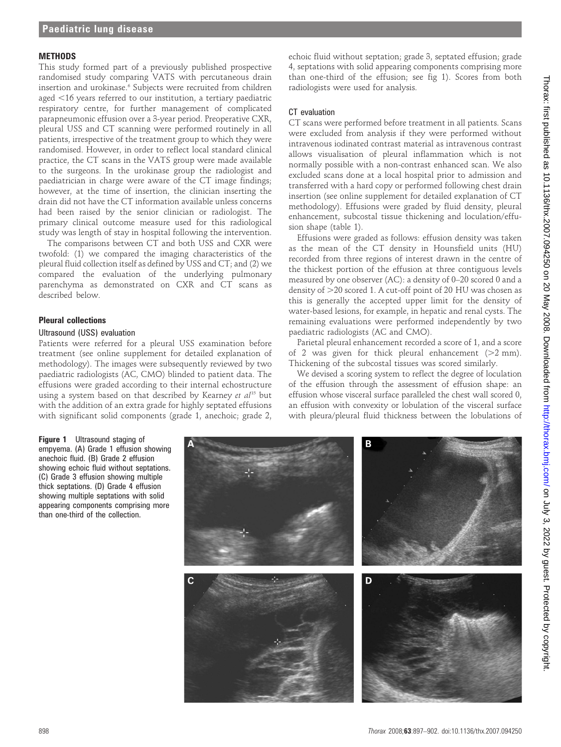## METHODS

This study formed part of a previously published prospective randomised study comparing VATS with percutaneous drain insertion and urokinase.[6] Subjects were recruited from children aged <16 years referred to our institution, a tertiary paediatric respiratory centre, for further management of complicated parapneumonic effusion over a 3-year period. Preoperative CXR, pleural USS and CT scanning were performed routinely in all patients, irrespective of the treatment group to which they were randomised. However, in order to reflect local standard clinical practice, the CT scans in the VATS group were made available to the surgeons. In the urokinase group the radiologist and paediatrician in charge were aware of the CT image findings; however, at the time of insertion, the clinician inserting the drain did not have the CT information available unless concerns had been raised by the senior clinician or radiologist. The primary clinical outcome measure used for this radiological study was length of stay in hospital following the intervention.

The comparisons between CT and both USS and CXR were twofold: (1) we compared the imaging characteristics of the pleural fluid collection itself as defined by USS and CT; and (2) we compared the evaluation of the underlying pulmonary parenchyma as demonstrated on CXR and CT scans as described below.

### Pleural collections

#### Ultrasound (USS) evaluation

Patients were referred for a pleural USS examination before treatment (see online supplement for detailed explanation of methodology). The images were subsequently reviewed by two paediatric radiologists (AC, CMO) blinded to patient data. The effusions were graded according to their internal echostructure using a system based on that described by Kearney *et al*[15] but with the addition of an extra grade for highly septated effusions with significant solid components (grade 1, anechoic; grade 2, echoic fluid without septation; grade 3, septated effusion; grade 4, septations with solid appearing components comprising more than one-third of the effusion; see fig 1). Scores from both radiologists were used for analysis.

#### CT evaluation

CT scans were performed before treatment in all patients. Scans were excluded from analysis if they were performed without intravenous iodinated contrast material as intravenous contrast allows visualisation of pleural inflammation which is not normally possible with a non-contrast enhanced scan. We also excluded scans done at a local hospital prior to admission and transferred with a hard copy or performed following chest drain insertion (see online supplement for detailed explanation of CT methodology). Effusions were graded by fluid density, pleural enhancement, subcostal tissue thickening and loculation/effusion shape (table 1).

Effusions were graded as follows: effusion density was taken as the mean of the CT density in Hounsfield units (HU) recorded from three regions of interest drawn in the centre of the thickest portion of the effusion at three contiguous levels measured by one observer (AC): a density of 0–20 scored 0 and a density of >20 scored 1. A cut-off point of 20 HU was chosen as this is generally the accepted upper limit for the density of water-based lesions, for example, in hepatic and renal cysts. The remaining evaluations were performed independently by two paediatric radiologists (AC and CMO).

Parietal pleural enhancement recorded a score of 1, and a score of 2 was given for thick pleural enhancement (>2 mm). Thickening of the subcostal tissues was scored similarly.

We devised a scoring system to reflect the degree of loculation of the effusion through the assessment of effusion shape: an effusion whose visceral surface paralleled the chest wall scored 0, an effusion with convexity or lobulation of the visceral surface with pleura/pleural fluid thickness between the lobulations of

**Figure 1** Ultrasound staging of empyema. (A) Grade 1 effusion showing anechoic fluid. (B) Grade 2 effusion showing echoic fluid without septations. (C) Grade 3 effusion showing multiple thick septations. (D) Grade 4 effusion showing multiple septations with solid appearing components comprising more than one-third of the collection.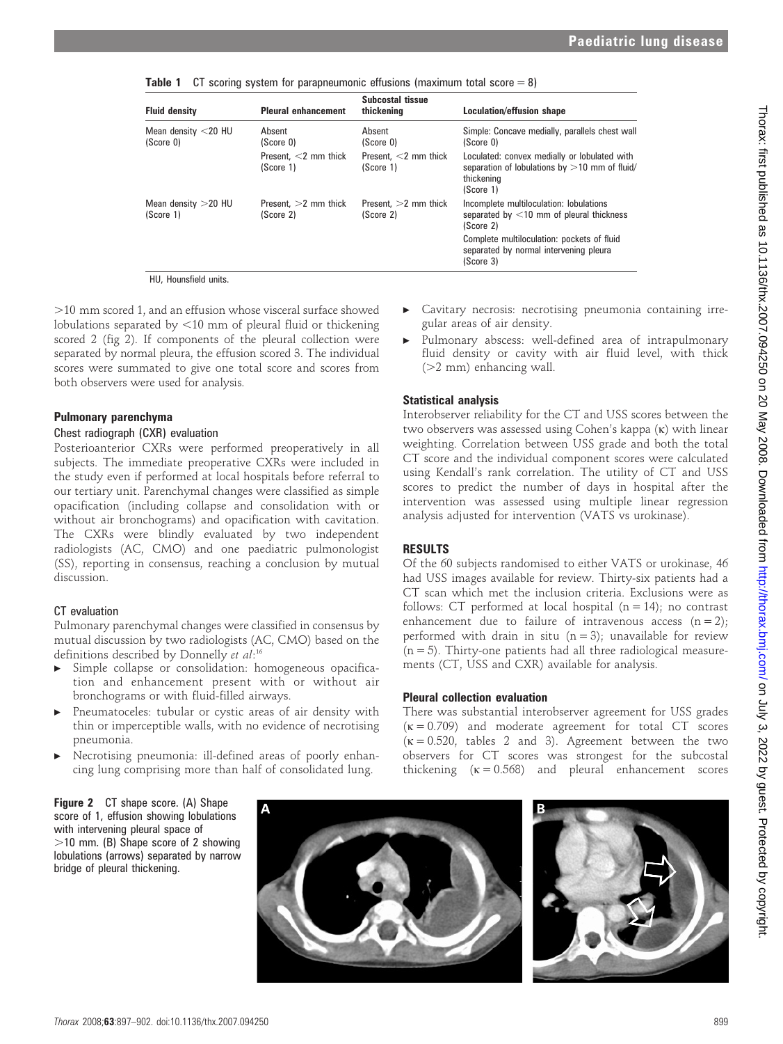**Table 1** CT scoring system for parapneumonic effusions (maximum total score = 8)

| Fluid density | Pleural enhancement | Subcostal tissue thickening | Loculation/effusion shape |
|---|---|---|---|
| Mean density <20 HU (Score 0) | Absent (Score 0) | Absent (Score 0) | Simple: Concave medially, parallels chest wall (Score 0) |
| | Present, <2 mm thick (Score 1) | Present, <2 mm thick (Score 1) | Loculated: convex medially or lobulated with separation of lobulations by >10 mm of fluid/thickening (Score 1) |
| Mean density >20 HU (Score 1) | Present, >2 mm thick (Score 2) | Present, >2 mm thick (Score 2) | Incomplete multiloculation: lobulations separated by <10 mm of pleural thickness (Score 2) |
| | | | Complete multiloculation: pockets of fluid separated by normal intervening pleura (Score 3) |

HU, Hounsfield units.

>10 mm scored 1, and an effusion whose visceral surface showed lobulations separated by <10 mm of pleural fluid or thickening scored 2 (fig 2). If components of the pleural collection were separated by normal pleura, the effusion scored 3. The individual scores were summated to give one total score and scores from both observers were used for analysis.

### Pulmonary parenchyma

#### Chest radiograph (CXR) evaluation

Posterioanterior CXRs were performed preoperatively in all subjects. The immediate preoperative CXRs were included in the study even if performed at local hospitals before referral to our tertiary unit. Parenchymal changes were classified as simple opacification (including collapse and consolidation with or without air bronchograms) and opacification with cavitation. The CXRs were blindly evaluated by two independent radiologists (AC, CMO) and one paediatric pulmonologist (SS), reporting in consensus, reaching a conclusion by mutual discussion.

#### CT evaluation

Pulmonary parenchymal changes were classified in consensus by mutual discussion by two radiologists (AC, CMO) based on the definitions described by Donnelly *et al*:[16]

- Simple collapse or consolidation: homogeneous opacification and enhancement present with or without air bronchograms or with fluid-filled airways.
- Pneumatoceles: tubular or cystic areas of air density with thin or imperceptible walls, with no evidence of necrotising pneumonia.
- Necrotising pneumonia: ill-defined areas of poorly enhancing lung comprising more than half of consolidated lung.
- Cavitary necrosis: necrotising pneumonia containing irregular areas of air density.
- Pulmonary abscess: well-defined area of intrapulmonary fluid density or cavity with air fluid level, with thick (>2 mm) enhancing wall.

### Statistical analysis

Interobserver reliability for the CT and USS scores between the two observers was assessed using Cohen's kappa (κ) with linear weighting. Correlation between USS grade and both the total CT score and the individual component scores were calculated using Kendall's rank correlation. The utility of CT and USS scores to predict the number of days in hospital after the intervention was assessed using multiple linear regression analysis adjusted for intervention (VATS vs urokinase).

## RESULTS

Of the 60 subjects randomised to either VATS or urokinase, 46 had USS images available for review. Thirty-six patients had a CT scan which met the inclusion criteria. Exclusions were as follows: CT performed at local hospital (n = 14); no contrast enhancement due to failure of intravenous access (n = 2); performed with drain in situ (n = 3); unavailable for review (n = 5). Thirty-one patients had all three radiological measurements (CT, USS and CXR) available for analysis.

### Pleural collection evaluation

There was substantial interobserver agreement for USS grades (κ = 0.709) and moderate agreement for total CT scores (κ = 0.520, tables 2 and 3). Agreement between the two observers for CT scores was strongest for the subcostal thickening (κ = 0.568) and pleural enhancement scores

**Figure 2** CT shape score. (A) Shape score of 1, effusion showing lobulations with intervening pleural space of >10 mm. (B) Shape score of 2 showing lobulations (arrows) separated by narrow bridge of pleural thickening.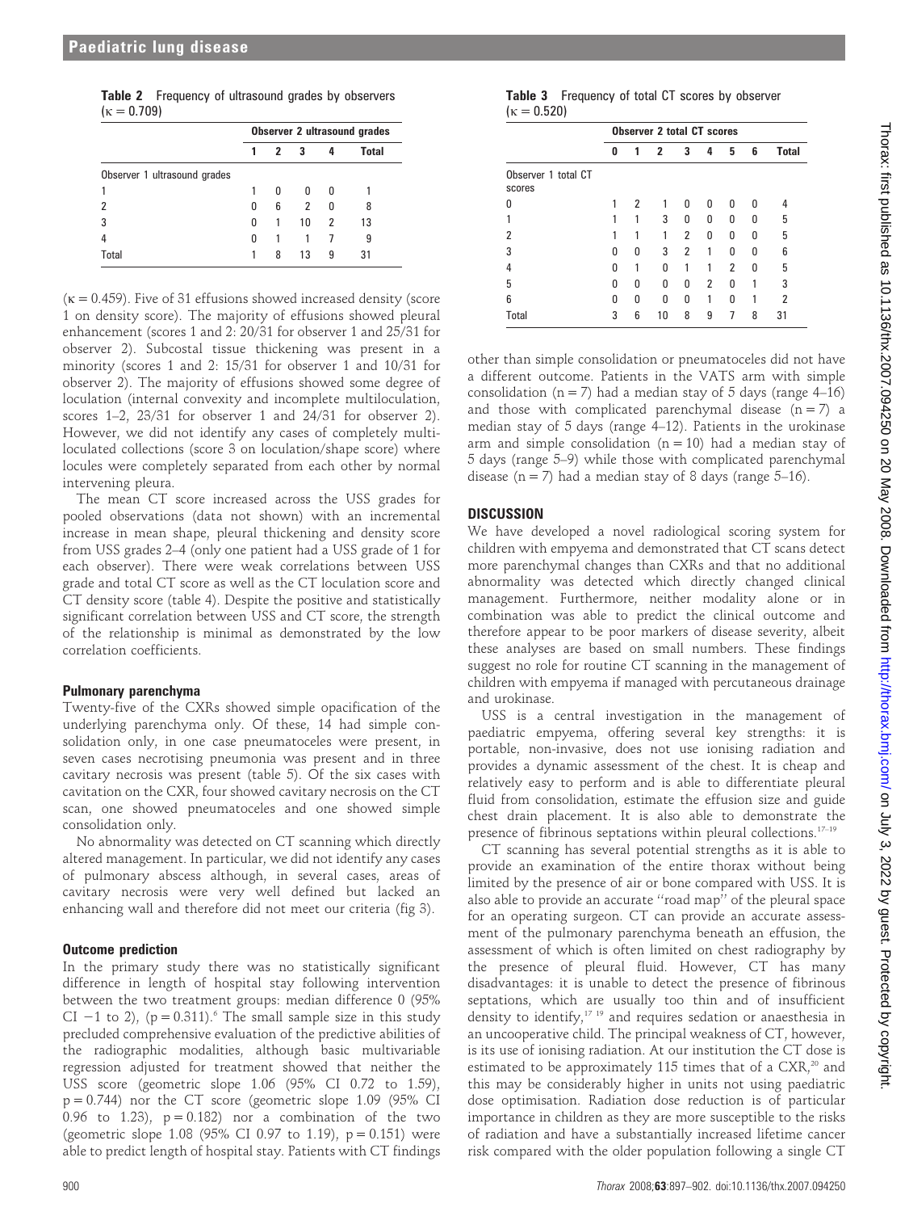**Table 2** Frequency of ultrasound grades by observers (κ = 0.709)

| | Observer 2 ultrasound grades | | | | |
|---|---|---|---|---|---|
| | 1 | 2 | 3 | 4 | Total |
| Observer 1 ultrasound grades | | | | | |
| 1 | 1 | 0 | 0 | 0 | 1 |
| 2 | 0 | 6 | 2 | 0 | 8 |
| 3 | 0 | 1 | 10 | 2 | 13 |
| 4 | 0 | 1 | 1 | 7 | 9 |
| Total | 1 | 8 | 13 | 9 | 31 |

(κ = 0.459). Five of 31 effusions showed increased density (score 1 on density score). The majority of effusions showed pleural enhancement (scores 1 and 2: 20/31 for observer 1 and 25/31 for observer 2). Subcostal tissue thickening was present in a minority (scores 1 and 2: 15/31 for observer 1 and 10/31 for observer 2). The majority of effusions showed some degree of loculation (internal convexity and incomplete multiloculation, scores 1–2, 23/31 for observer 1 and 24/31 for observer 2). However, we did not identify any cases of completely multiloculated collections (score 3 on loculation/shape score) where locules were completely separated from each other by normal intervening pleura.

The mean CT score increased across the USS grades for pooled observations (data not shown) with an incremental increase in mean shape, pleural thickening and density score from USS grades 2–4 (only one patient had a USS grade of 1 for each observer). There were weak correlations between USS grade and total CT score as well as the CT loculation score and CT density score (table 4). Despite the positive and statistically significant correlation between USS and CT score, the strength of the relationship is minimal as demonstrated by the low correlation coefficients.

### Pulmonary parenchyma

Twenty-five of the CXRs showed simple opacification of the underlying parenchyma only. Of these, 14 had simple consolidation only, in one case pneumatoceles were present, in seven cases necrotising pneumonia was present and in three cavitary necrosis was present (table 5). Of the six cases with cavitation on the CXR, four showed cavitary necrosis on the CT scan, one showed pneumatoceles and one showed simple consolidation only.

No abnormality was detected on CT scanning which directly altered management. In particular, we did not identify any cases of pulmonary abscess although, in several cases, areas of cavitary necrosis were very well defined but lacked an enhancing wall and therefore did not meet our criteria (fig 3).

### Outcome prediction

In the primary study there was no statistically significant difference in length of hospital stay following intervention between the two treatment groups: median difference 0 (95% CI −1 to 2), (p = 0.311).[6] The small sample size in this study precluded comprehensive evaluation of the predictive abilities of the radiographic modalities, although basic multivariable regression adjusted for treatment showed that neither the USS score (geometric slope 1.06 (95% CI 0.72 to 1.59), p = 0.744) nor the CT score (geometric slope 1.09 (95% CI 0.96 to 1.23), p = 0.182) nor a combination of the two (geometric slope 1.08 (95% CI 0.97 to 1.19), p = 0.151) were able to predict length of hospital stay. Patients with CT findings

**Table 3** Frequency of total CT scores by observer (κ = 0.520)

| | Observer 2 total CT scores | | | | | | | |
|---|---|---|---|---|---|---|---|---|
| | 0 | 1 | 2 | 3 | 4 | 5 | 6 | Total |
| Observer 1 total CT scores | | | | | | | | |
| 0 | 1 | 2 | 1 | 0 | 0 | 0 | 0 | 4 |
| 1 | 1 | 1 | 3 | 0 | 0 | 0 | 0 | 5 |
| 2 | 1 | 1 | 1 | 2 | 0 | 0 | 0 | 5 |
| 3 | 0 | 0 | 3 | 2 | 1 | 0 | 0 | 6 |
| 4 | 0 | 1 | 0 | 1 | 1 | 2 | 0 | 5 |
| 5 | 0 | 0 | 0 | 0 | 2 | 0 | 1 | 3 |
| 6 | 0 | 0 | 0 | 0 | 1 | 0 | 1 | 2 |
| Total | 3 | 6 | 10 | 8 | 9 | 7 | 8 | 31 |

other than simple consolidation or pneumatoceles did not have a different outcome. Patients in the VATS arm with simple consolidation (n = 7) had a median stay of 5 days (range 4–16) and those with complicated parenchymal disease (n = 7) a median stay of 5 days (range 4–12). Patients in the urokinase arm and simple consolidation (n = 10) had a median stay of 5 days (range 5–9) while those with complicated parenchymal disease (n = 7) had a median stay of 8 days (range 5–16).

## DISCUSSION

We have developed a novel radiological scoring system for children with empyema and demonstrated that CT scans detect more parenchymal changes than CXRs and that no additional abnormality was detected which directly changed clinical management. Furthermore, neither modality alone or in combination was able to predict the clinical outcome and therefore appear to be poor markers of disease severity, albeit these analyses are based on small numbers. These findings suggest no role for routine CT scanning in the management of children with empyema if managed with percutaneous drainage and urokinase.

USS is a central investigation in the management of paediatric empyema, offering several key strengths: it is portable, non-invasive, does not use ionising radiation and provides a dynamic assessment of the chest. It is cheap and relatively easy to perform and is able to differentiate pleural fluid from consolidation, estimate the effusion size and guide chest drain placement. It is also able to demonstrate the presence of fibrinous septations within pleural collections.[17–19]

CT scanning has several potential strengths as it is able to provide an examination of the entire thorax without being limited by the presence of air or bone compared with USS. It is also able to provide an accurate "road map" of the pleural space for an operating surgeon. CT can provide an accurate assessment of the pulmonary parenchyma beneath an effusion, the assessment of which is often limited on chest radiography by the presence of pleural fluid. However, CT has many disadvantages: it is unable to detect the presence of fibrinous septations, which are usually too thin and of insufficient density to identify,[17 19] and requires sedation or anaesthesia in an uncooperative child. The principal weakness of CT, however, is its use of ionising radiation. At our institution the CT dose is estimated to be approximately 115 times that of a CXR,[20] and this may be considerably higher in units not using paediatric dose optimisation. Radiation dose reduction is of particular importance in children as they are more susceptible to the risks of radiation and have a substantially increased lifetime cancer risk compared with the older population following a single CT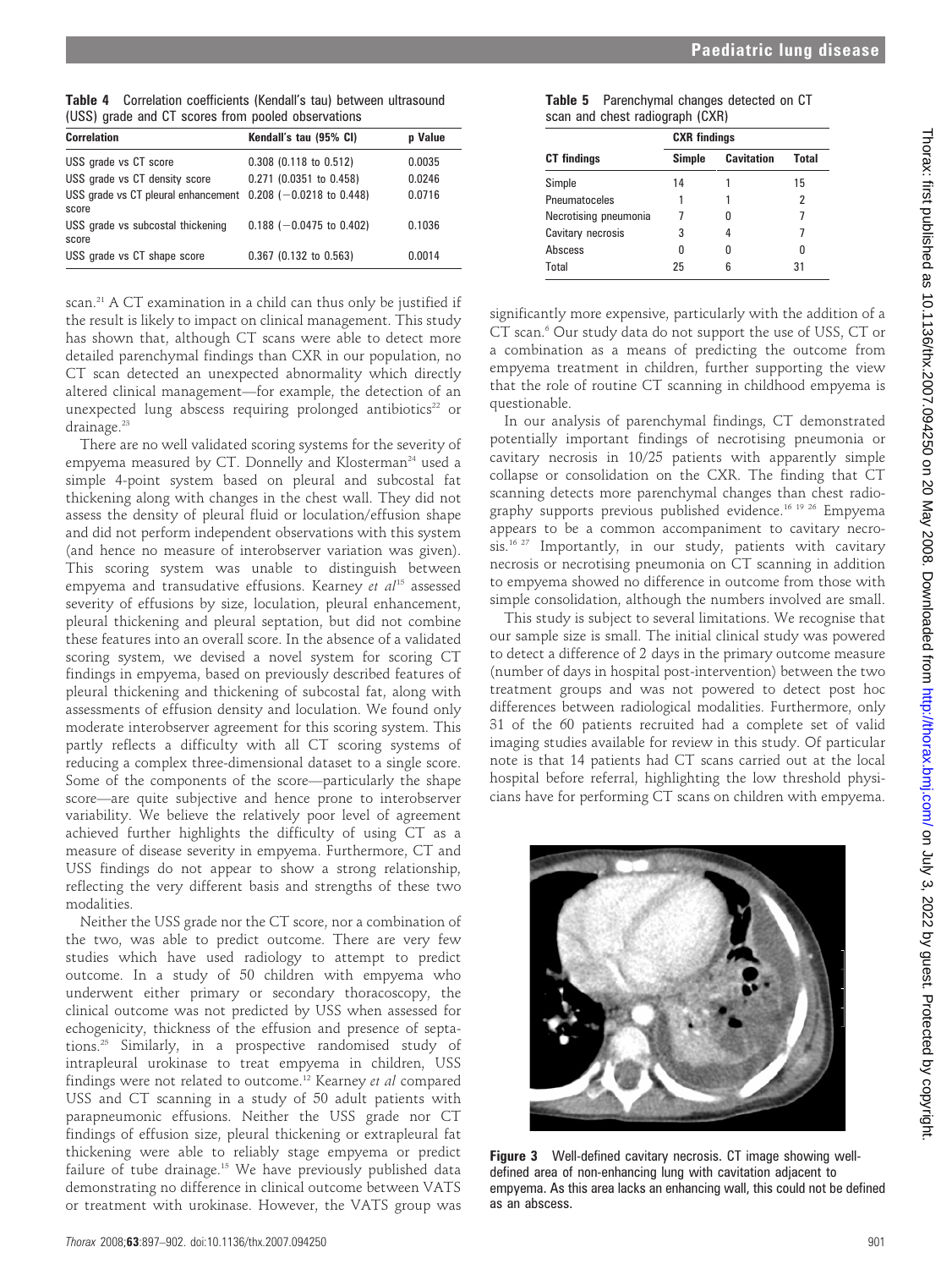**Table 4** Correlation coefficients (Kendall's tau) between ultrasound (USS) grade and CT scores from pooled observations

| Correlation | Kendall's tau (95% CI) | p Value |
|---|---|---|
| USS grade vs CT score | 0.308 (0.118 to 0.512) | 0.0035 |
| USS grade vs CT density score | 0.271 (0.0351 to 0.458) | 0.0246 |
| USS grade vs CT pleural enhancement score | 0.208 (−0.0218 to 0.448) | 0.0716 |
| USS grade vs subcostal thickening score | 0.188 (−0.0475 to 0.402) | 0.1036 |
| USS grade vs CT shape score | 0.367 (0.132 to 0.563) | 0.0014 |

scan.[21] A CT examination in a child can thus only be justified if the result is likely to impact on clinical management. This study has shown that, although CT scans were able to detect more detailed parenchymal findings than CXR in our population, no CT scan detected an unexpected abnormality which directly altered clinical management—for example, the detection of an unexpected lung abscess requiring prolonged antibiotics[22] or drainage.[23]

There are no well validated scoring systems for the severity of empyema measured by CT. Donnelly and Klosterman[24] used a simple 4-point system based on pleural and subcostal fat thickening along with changes in the chest wall. They did not assess the density of pleural fluid or loculation/effusion shape and did not perform independent observations with this system (and hence no measure of interobserver variation was given). This scoring system was unable to distinguish between empyema and transudative effusions. Kearney *et al*[15] assessed severity of effusions by size, loculation, pleural enhancement, pleural thickening and pleural septation, but did not combine these features into an overall score. In the absence of a validated scoring system, we devised a novel system for scoring CT findings in empyema, based on previously described features of pleural thickening and thickening of subcostal fat, along with assessments of effusion density and loculation. We found only moderate interobserver agreement for this scoring system. This partly reflects a difficulty with all CT scoring systems of reducing a complex three-dimensional dataset to a single score. Some of the components of the score—particularly the shape score—are quite subjective and hence prone to interobserver variability. We believe the relatively poor level of agreement achieved further highlights the difficulty of using CT as a measure of disease severity in empyema. Furthermore, CT and USS findings do not appear to show a strong relationship, reflecting the very different basis and strengths of these two modalities.

Neither the USS grade nor the CT score, nor a combination of the two, was able to predict outcome. There are very few studies which have used radiology to attempt to predict outcome. In a study of 50 children with empyema who underwent either primary or secondary thoracoscopy, the clinical outcome was not predicted by USS when assessed for echogenicity, thickness of the effusion and presence of septations.[25] Similarly, in a prospective randomised study of intrapleural urokinase to treat empyema in children, USS findings were not related to outcome.[12] Kearney *et al* compared USS and CT scanning in a study of 50 adult patients with parapneumonic effusions. Neither the USS grade nor CT findings of effusion size, pleural thickening or extrapleural fat thickening were able to reliably stage empyema or predict failure of tube drainage.[15] We have previously published data demonstrating no difference in clinical outcome between VATS or treatment with urokinase. However, the VATS group was significantly more expensive, particularly with the addition of a CT scan.[6] Our study data do not support the use of USS, CT or a combination as a means of predicting the outcome from empyema treatment in children, further supporting the view that the role of routine CT scanning in childhood empyema is questionable.

**Table 5** Parenchymal changes detected on CT scan and chest radiograph (CXR)

| | CXR findings | | |
|---|---|---|---|
| **CT findings** | **Simple** | **Cavitation** | **Total** |
| Simple | 14 | 1 | 15 |
| Pneumatoceles | 1 | 1 | 2 |
| Necrotising pneumonia | 7 | 0 | 7 |
| Cavitary necrosis | 3 | 4 | 7 |
| Abscess | 0 | 0 | 0 |
| Total | 25 | 6 | 31 |

In our analysis of parenchymal findings, CT demonstrated potentially important findings of necrotising pneumonia or cavitary necrosis in 10/25 patients with apparently simple collapse or consolidation on the CXR. The finding that CT scanning detects more parenchymal changes than chest radiography supports previous published evidence.[16 19 26] Empyema appears to be a common accompaniment to cavitary necrosis.[16 27] Importantly, in our study, patients with cavitary necrosis or necrotising pneumonia on CT scanning in addition to empyema showed no difference in outcome from those with simple consolidation, although the numbers involved are small.

This study is subject to several limitations. We recognise that our sample size is small. The initial clinical study was powered to detect a difference of 2 days in the primary outcome measure (number of days in hospital post-intervention) between the two treatment groups and was not powered to detect post hoc differences between radiological modalities. Furthermore, only 31 of the 60 patients recruited had a complete set of valid imaging studies available for review in this study. Of particular note is that 14 patients had CT scans carried out at the local hospital before referral, highlighting the low threshold physicians have for performing CT scans on children with empyema.

**Figure 3** Well-defined cavitary necrosis. CT image showing well-defined area of non-enhancing lung with cavitation adjacent to empyema. As this area lacks an enhancing wall, this could not be defined as an abscess.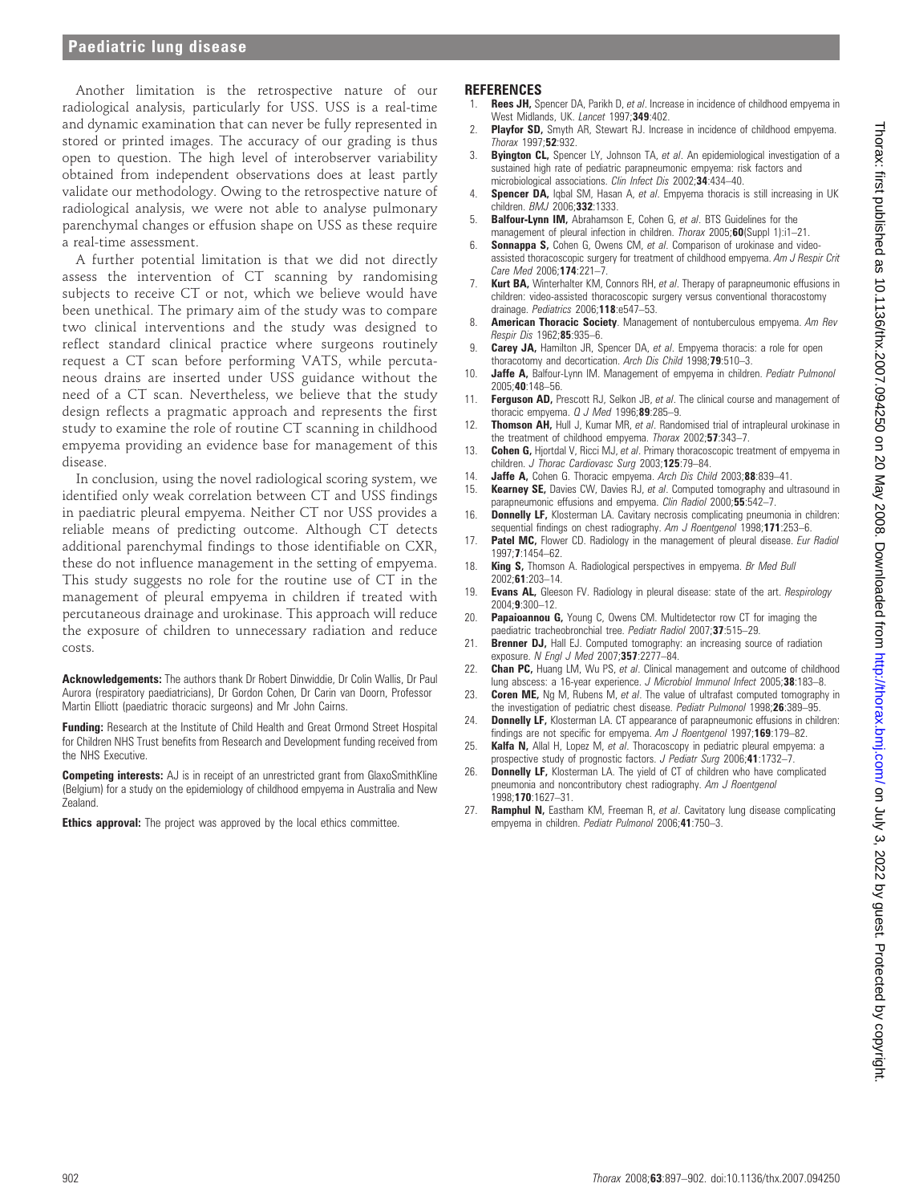Another limitation is the retrospective nature of our radiological analysis, particularly for USS. USS is a real-time and dynamic examination that can never be fully represented in stored or printed images. The accuracy of our grading is thus open to question. The high level of interobserver variability obtained from independent observations does at least partly validate our methodology. Owing to the retrospective nature of radiological analysis, we were not able to analyse pulmonary parenchymal changes or effusion shape on USS as these require a real-time assessment.

A further potential limitation is that we did not directly assess the intervention of CT scanning by randomising subjects to receive CT or not, which we believe would have been unethical. The primary aim of the study was to compare two clinical interventions and the study was designed to reflect standard clinical practice where surgeons routinely request a CT scan before performing VATS, while percutaneous drains are inserted under USS guidance without the need of a CT scan. Nevertheless, we believe that the study design reflects a pragmatic approach and represents the first study to examine the role of routine CT scanning in childhood empyema providing an evidence base for management of this disease.

In conclusion, using the novel radiological scoring system, we identified only weak correlation between CT and USS findings in paediatric pleural empyema. Neither CT nor USS provides a reliable means of predicting outcome. Although CT detects additional parenchymal findings to those identifiable on CXR, these do not influence management in the setting of empyema. This study suggests no role for the routine use of CT in the management of pleural empyema in children if treated with percutaneous drainage and urokinase. This approach will reduce the exposure of children to unnecessary radiation and reduce costs.

**Acknowledgements:** The authors thank Dr Robert Dinwiddie, Dr Colin Wallis, Dr Paul Aurora (respiratory paediatricians), Dr Gordon Cohen, Dr Carin van Doorn, Professor Martin Elliott (paediatric thoracic surgeons) and Mr John Cairns.

**Funding:** Research at the Institute of Child Health and Great Ormond Street Hospital for Children NHS Trust benefits from Research and Development funding received from the NHS Executive.

**Competing interests:** AJ is in receipt of an unrestricted grant from GlaxoSmithKline (Belgium) for a study on the epidemiology of childhood empyema in Australia and New Zealand.

**Ethics approval:** The project was approved by the local ethics committee.

## REFERENCES

1. **Rees JH,** Spencer DA, Parikh D, *et al*. Increase in incidence of childhood empyema in West Midlands, UK. *Lancet* 1997;**349**:402.
2. **Playfor SD,** Smyth AR, Stewart RJ. Increase in incidence of childhood empyema. *Thorax* 1997;**52**:932.
3. **Byington CL,** Spencer LY, Johnson TA, *et al*. An epidemiological investigation of a sustained high rate of pediatric parapneumonic empyema: risk factors and microbiological associations. *Clin Infect Dis* 2002;**34**:434–40.
4. **Spencer DA,** Iqbal SM, Hasan A, *et al*. Empyema thoracis is still increasing in UK children. *BMJ* 2006;**332**:1333.
5. **Balfour-Lynn IM,** Abrahamson E, Cohen G, *et al*. BTS Guidelines for the management of pleural infection in children. *Thorax* 2005;**60**(Suppl 1):i1–21.
6. **Sonnappa S,** Cohen G, Owens CM, *et al*. Comparison of urokinase and video-assisted thoracoscopic surgery for treatment of childhood empyema. *Am J Respir Crit Care Med* 2006;**174**:221–7.
7. **Kurt BA,** Winterhalter KM, Connors RH, *et al*. Therapy of parapneumonic effusions in children: video-assisted thoracoscopic surgery versus conventional thoracostomy drainage. *Pediatrics* 2006;**118**:e547–53.
8. **American Thoracic Society**. Management of nontuberculous empyema. *Am Rev Respir Dis* 1962;**85**:935–6.
9. **Carey JA,** Hamilton JR, Spencer DA, *et al*. Empyema thorasis: a role for open thoracotomy and decortication. *Arch Dis Child* 1998;**79**:510–3.
10. **Jaffe A,** Balfour-Lynn IM. Management of empyema in children. *Pediatr Pulmonol* 2005;**40**:148–56.
11. **Ferguson AD,** Prescott RJ, Selkon JB, *et al*. The clinical course and management of thoracic empyema. *Q J Med* 1996;**89**:285–9.
12. **Thomson AH,** Hull J, Kumar MR, *et al*. Randomised trial of intrapleural urokinase in the treatment of childhood empyema. *Thorax* 2002;**57**:343–7.
13. **Cohen G,** Hjortdal V, Ricci MJ, *et al*. Primary thoracoscopic treatment of empyema in children. *J Thorac Cardiovasc Surg* 2003;**125**:79–84.
14. **Jaffe A,** Cohen G. Thoracic empyema. *Arch Dis Child* 2003;**88**:839–41.
15. **Kearney SE,** Davies CW, Davies RJ, *et al*. Computed tomography and ultrasound in parapneumonic effusions and empyema. *Clin Radiol* 2000;**55**:542–7.
16. **Donnelly LF,** Klosterman LA. Cavitary necrosis complicating pneumonia in children: sequential findings on chest radiography. *Am J Roentgenol* 1998;**171**:253–6.
17. **Patel MC,** Flower CD. Radiology in the management of pleural disease. *Eur Radiol* 1997;**7**:1454–62.
18. **King S,** Thomson A. Radiological perspectives in empyema. *Br Med Bull* 2002;**61**:203–14.
19. **Evans AL,** Gleeson FV. Radiology in pleural disease: state of the art. *Respirology* 2004;**9**:300–12.
20. **Papaioannou G,** Young C, Owens CM. Multidetector row CT for imaging the paediatric tracheobronchial tree. *Pediatr Radiol* 2007;**37**:515–29.
21. **Brenner DJ,** Hall EJ. Computed tomography: an increasing source of radiation exposure. *N Engl J Med* 2007;**357**:2277–84.
22. **Chan PC,** Huang LM, Wu PS, *et al*. Clinical management and outcome of childhood lung abscess: a 16-year experience. *J Microbiol Immunol Infect* 2005;**38**:183–8.
23. **Coren ME,** Ng M, Rubens M, *et al*. The value of ultrafast computed tomography in the investigation of pediatric chest disease. *Pediatr Pulmonol* 1998;**26**:389–95.
24. **Donnelly LF,** Klosterman LA. CT appearance of parapneumonic effusions in children: findings are not specific for empyema. *Am J Roentgenol* 1997;**169**:179–82.
25. **Kalfa N,** Allal H, Lopez M, *et al*. Thoracoscopy in pediatric pleural empyema: a prospective study of prognostic factors. *J Pediatr Surg* 2006;**41**:1732–7.
26. **Donnelly LF,** Klosterman LA. The yield of CT of children who have complicated pneumonia and noncontributory chest radiography. *Am J Roentgenol* 1998;**170**:1627–31.
27. **Ramphul N,** Eastham KM, Freeman R, *et al*. Cavitatory lung disease complicating empyema in children. *Pediatr Pulmonol* 2006;**41**:750–3.